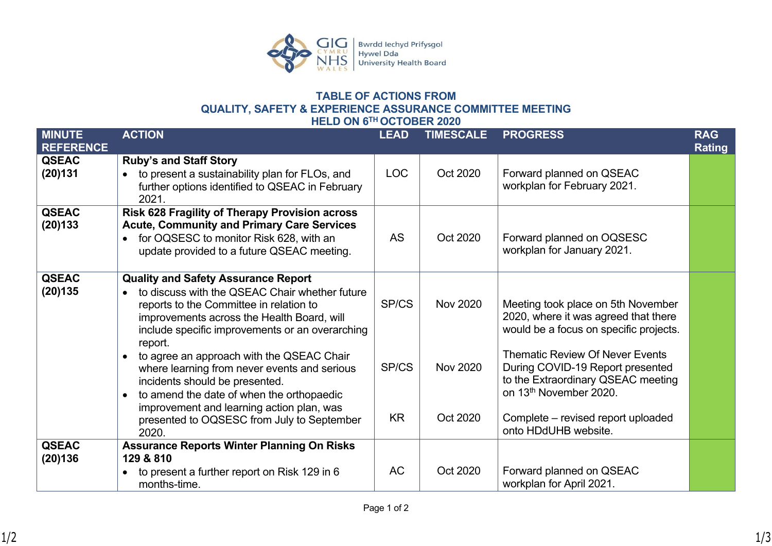## TABLE OF ACTIONS FROM QUALITY, SAFETY & EXPERIENCE ASSURANCE COMMITTEE MEETING HELD ON 6TH OCTOBER 2020

| MINUTE REFERENCE | ACTION | LEAD | TIMESCALE | PROGRESS | RAG Rating |
|---|---|---|---|---|---|
| QSEAC (20)131 | **Ruby's and Staff Story**<br>• to present a sustainability plan for FLOs, and further options identified to QSEAC in February 2021. | LOC | Oct 2020 | Forward planned on QSEAC workplan for February 2021. | |
| QSEAC (20)133 | **Risk 628 Fragility of Therapy Provision across Acute, Community and Primary Care Services**<br>• for OQSESC to monitor Risk 628, with an update provided to a future QSEAC meeting. | AS | Oct 2020 | Forward planned on OQSESC workplan for January 2021. | |
| QSEAC (20)135 | **Quality and Safety Assurance Report**<br>• to discuss with the QSEAC Chair whether future reports to the Committee in relation to improvements across the Health Board, will include specific improvements or an overarching report.<br>• to agree an approach with the QSEAC Chair where learning from never events and serious incidents should be presented.<br>• to amend the date of when the orthopaedic improvement and learning action plan, was presented to OQSESC from July to September 2020. | SP/CS<br><br>SP/CS<br><br>KR | Nov 2020<br><br>Nov 2020<br><br>Oct 2020 | Meeting took place on 5th November 2020, where it was agreed that there would be a focus on specific projects.<br><br>Thematic Review Of Never Events During COVID-19 Report presented to the Extraordinary QSEAC meeting on 13th November 2020.<br><br>Complete – revised report uploaded onto HDdUHB website. | |
| QSEAC (20)136 | **Assurance Reports Winter Planning On Risks 129 & 810**<br>• to present a further report on Risk 129 in 6 months-time. | AC | Oct 2020 | Forward planned on QSEAC workplan for April 2021. | |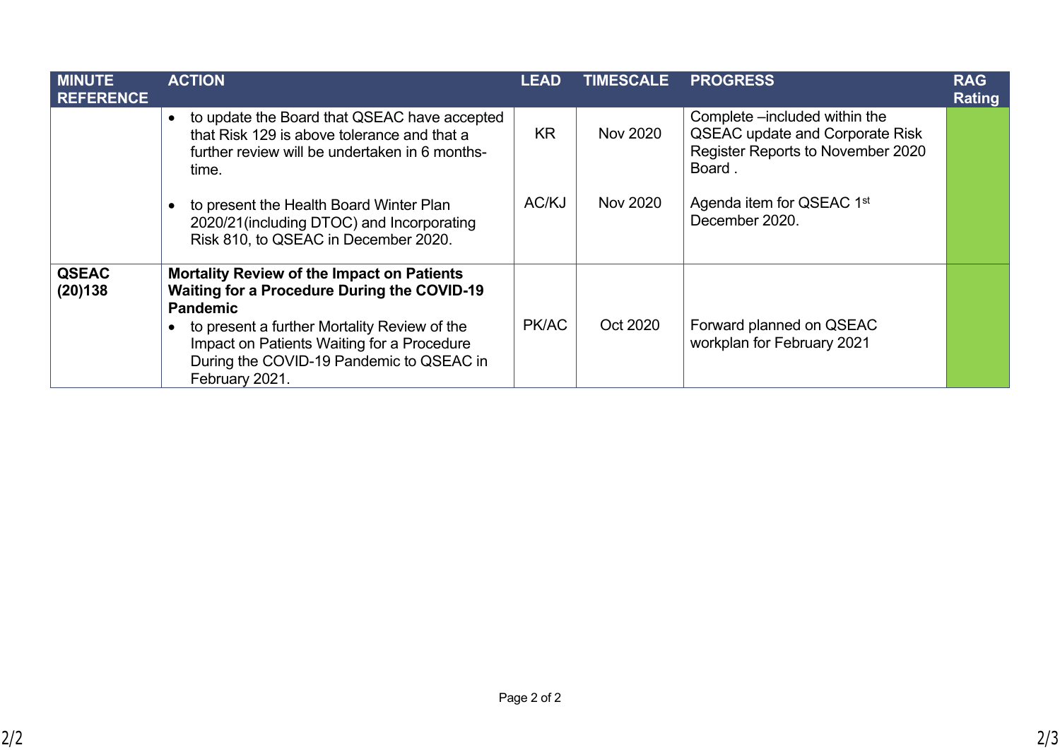| MINUTE REFERENCE | ACTION | LEAD | TIMESCALE | PROGRESS | RAG Rating |
|---|---|---|---|---|---|
| | • to update the Board that QSEAC have accepted that Risk 129 is above tolerance and that a further review will be undertaken in 6 months-time.<br><br>• to present the Health Board Winter Plan 2020/21(including DTOC) and Incorporating Risk 810, to QSEAC in December 2020. | KR<br><br>AC/KJ | Nov 2020<br><br>Nov 2020 | Complete –included within the QSEAC update and Corporate Risk Register Reports to November 2020 Board .<br><br>Agenda item for QSEAC 1st December 2020. | |
| **QSEAC (20)138** | **Mortality Review of the Impact on Patients Waiting for a Procedure During the COVID-19 Pandemic**<br>• to present a further Mortality Review of the Impact on Patients Waiting for a Procedure During the COVID-19 Pandemic to QSEAC in February 2021. | PK/AC | Oct 2020 | Forward planned on QSEAC workplan for February 2021 | |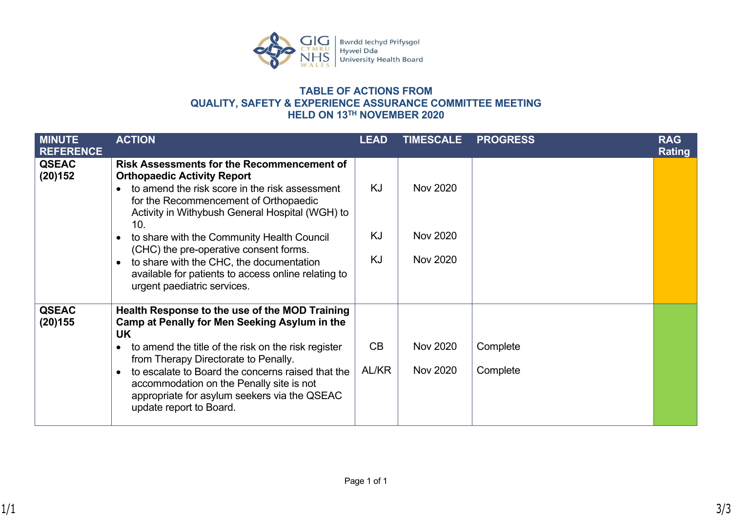# TABLE OF ACTIONS FROM QUALITY, SAFETY & EXPERIENCE ASSURANCE COMMITTEE MEETING HELD ON 13TH NOVEMBER 2020

| MINUTE REFERENCE | ACTION | LEAD | TIMESCALE | PROGRESS | RAG Rating |
|---|---|---|---|---|---|
| QSEAC (20)152 | **Risk Assessments for the Recommencement of Orthopaedic Activity Report**<br>• to amend the risk score in the risk assessment for the Recommencement of Orthopaedic Activity in Withybush General Hospital (WGH) to 10.<br>• to share with the Community Health Council (CHC) the pre-operative consent forms.<br>• to share with the CHC, the documentation available for patients to access online relating to urgent paediatric services. | KJ<br><br>KJ<br><br>KJ | Nov 2020<br><br>Nov 2020<br><br>Nov 2020 | | |
| QSEAC (20)155 | **Health Response to the use of the MOD Training Camp at Penally for Men Seeking Asylum in the UK**<br>• to amend the title of the risk on the risk register from Therapy Directorate to Penally.<br>• to escalate to Board the concerns raised that the accommodation on the Penally site is not appropriate for asylum seekers via the QSEAC update report to Board. | CB<br><br>AL/KR | Nov 2020<br><br>Nov 2020 | Complete<br><br>Complete | |